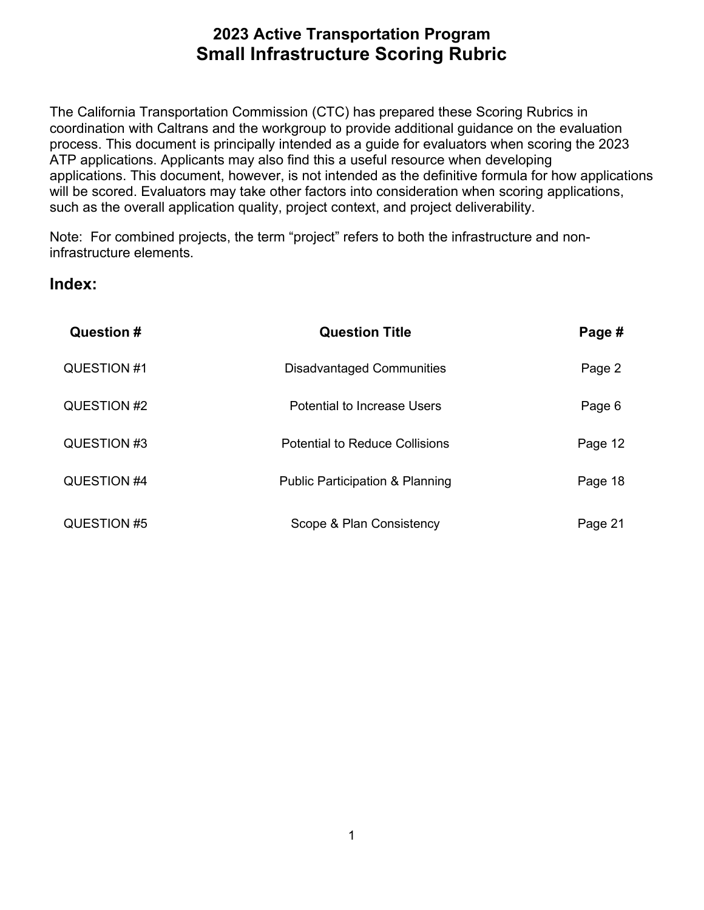# 2023 Active Transportation Program
## Small Infrastructure Scoring Rubric

The California Transportation Commission (CTC) has prepared these Scoring Rubrics in coordination with Caltrans and the workgroup to provide additional guidance on the evaluation process. This document is principally intended as a guide for evaluators when scoring the 2023 ATP applications. Applicants may also find this a useful resource when developing applications. This document, however, is not intended as the definitive formula for how applications will be scored. Evaluators may take other factors into consideration when scoring applications, such as the overall application quality, project context, and project deliverability.

Note: For combined projects, the term "project" refers to both the infrastructure and non-infrastructure elements.

## Index:

| Question # | Question Title | Page # |
| --- | --- | --- |
| QUESTION #1 | Disadvantaged Communities | Page 2 |
| QUESTION #2 | Potential to Increase Users | Page 6 |
| QUESTION #3 | Potential to Reduce Collisions | Page 12 |
| QUESTION #4 | Public Participation & Planning | Page 18 |
| QUESTION #5 | Scope & Plan Consistency | Page 21 |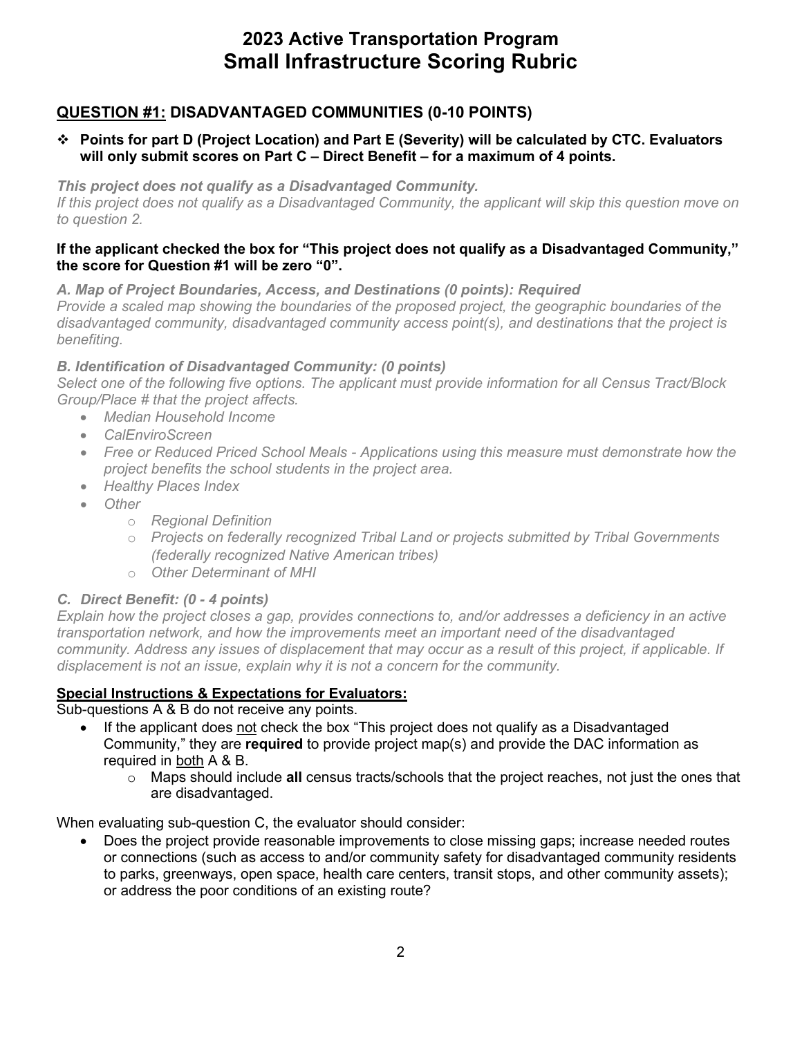# 2023 Active Transportation Program
# Small Infrastructure Scoring Rubric

## <u>QUESTION #1:</u> DISADVANTAGED COMMUNITIES (0-10 POINTS)

- **Points for part D (Project Location) and Part E (Severity) will be calculated by CTC. Evaluators will only submit scores on Part C – Direct Benefit – for a maximum of 4 points.**

***This project does not qualify as a Disadvantaged Community.***
*If this project does not qualify as a Disadvantaged Community, the applicant will skip this question move on to question 2.*

**If the applicant checked the box for "This project does not qualify as a Disadvantaged Community," the score for Question #1 will be zero "0".**

***A. Map of Project Boundaries, Access, and Destinations (0 points): Required***
*Provide a scaled map showing the boundaries of the proposed project, the geographic boundaries of the disadvantaged community, disadvantaged community access point(s), and destinations that the project is benefiting.*

***B. Identification of Disadvantaged Community: (0 points)***
*Select one of the following five options. The applicant must provide information for all Census Tract/Block Group/Place # that the project affects.*

- *Median Household Income*
- *CalEnviroScreen*
- *Free or Reduced Priced School Meals - Applications using this measure must demonstrate how the project benefits the school students in the project area.*
- *Healthy Places Index*
- *Other*
  - *Regional Definition*
  - *Projects on federally recognized Tribal Land or projects submitted by Tribal Governments (federally recognized Native American tribes)*
  - *Other Determinant of MHI*

***C. Direct Benefit: (0 - 4 points)***
*Explain how the project closes a gap, provides connections to, and/or addresses a deficiency in an active transportation network, and how the improvements meet an important need of the disadvantaged community. Address any issues of displacement that may occur as a result of this project, if applicable. If displacement is not an issue, explain why it is not a concern for the community.*

**<u>Special Instructions & Expectations for Evaluators:</u>**
Sub-questions A & B do not receive any points.

- If the applicant does <u>not</u> check the box "This project does not qualify as a Disadvantaged Community," they are **required** to provide project map(s) and provide the DAC information as required in <u>both</u> A & B.
  - Maps should include **all** census tracts/schools that the project reaches, not just the ones that are disadvantaged.

When evaluating sub-question C, the evaluator should consider:

- Does the project provide reasonable improvements to close missing gaps; increase needed routes or connections (such as access to and/or community safety for disadvantaged community residents to parks, greenways, open space, health care centers, transit stops, and other community assets); or address the poor conditions of an existing route?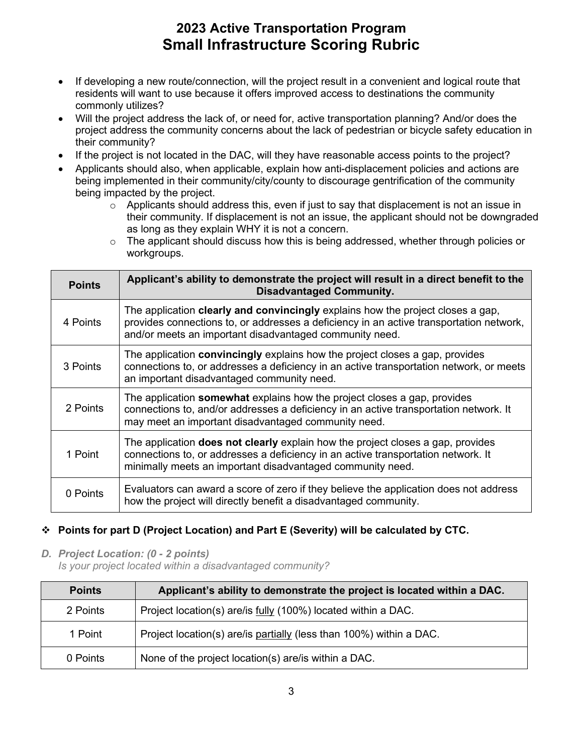- If developing a new route/connection, will the project result in a convenient and logical route that residents will want to use because it offers improved access to destinations the community commonly utilizes?
- Will the project address the lack of, or need for, active transportation planning? And/or does the project address the community concerns about the lack of pedestrian or bicycle safety education in their community?
- If the project is not located in the DAC, will they have reasonable access points to the project?
- Applicants should also, when applicable, explain how anti-displacement policies and actions are being implemented in their community/city/county to discourage gentrification of the community being impacted by the project.
  - Applicants should address this, even if just to say that displacement is not an issue in their community. If displacement is not an issue, the applicant should not be downgraded as long as they explain WHY it is not a concern.
  - The applicant should discuss how this is being addressed, whether through policies or workgroups.

| Points | Applicant's ability to demonstrate the project will result in a direct benefit to the Disadvantaged Community. |
|---|---|
| 4 Points | The application **clearly and convincingly** explains how the project closes a gap, provides connections to, or addresses a deficiency in an active transportation network, and/or meets an important disadvantaged community need. |
| 3 Points | The application **convincingly** explains how the project closes a gap, provides connections to, or addresses a deficiency in an active transportation network, or meets an important disadvantaged community need. |
| 2 Points | The application **somewhat** explains how the project closes a gap, provides connections to, and/or addresses a deficiency in an active transportation network. It may meet an important disadvantaged community need. |
| 1 Point | The application **does not clearly** explain how the project closes a gap, provides connections to, or addresses a deficiency in an active transportation network. It minimally meets an important disadvantaged community need. |
| 0 Points | Evaluators can award a score of zero if they believe the application does not address how the project will directly benefit a disadvantaged community. |

- **Points for part D (Project Location) and Part E (Severity) will be calculated by CTC.**

***D. Project Location: (0 - 2 points)***
*Is your project located within a disadvantaged community?*

| Points | Applicant's ability to demonstrate the project is located within a DAC. |
|---|---|
| 2 Points | Project location(s) are/is fully (100%) located within a DAC. |
| 1 Point | Project location(s) are/is partially (less than 100%) within a DAC. |
| 0 Points | None of the project location(s) are/is within a DAC. |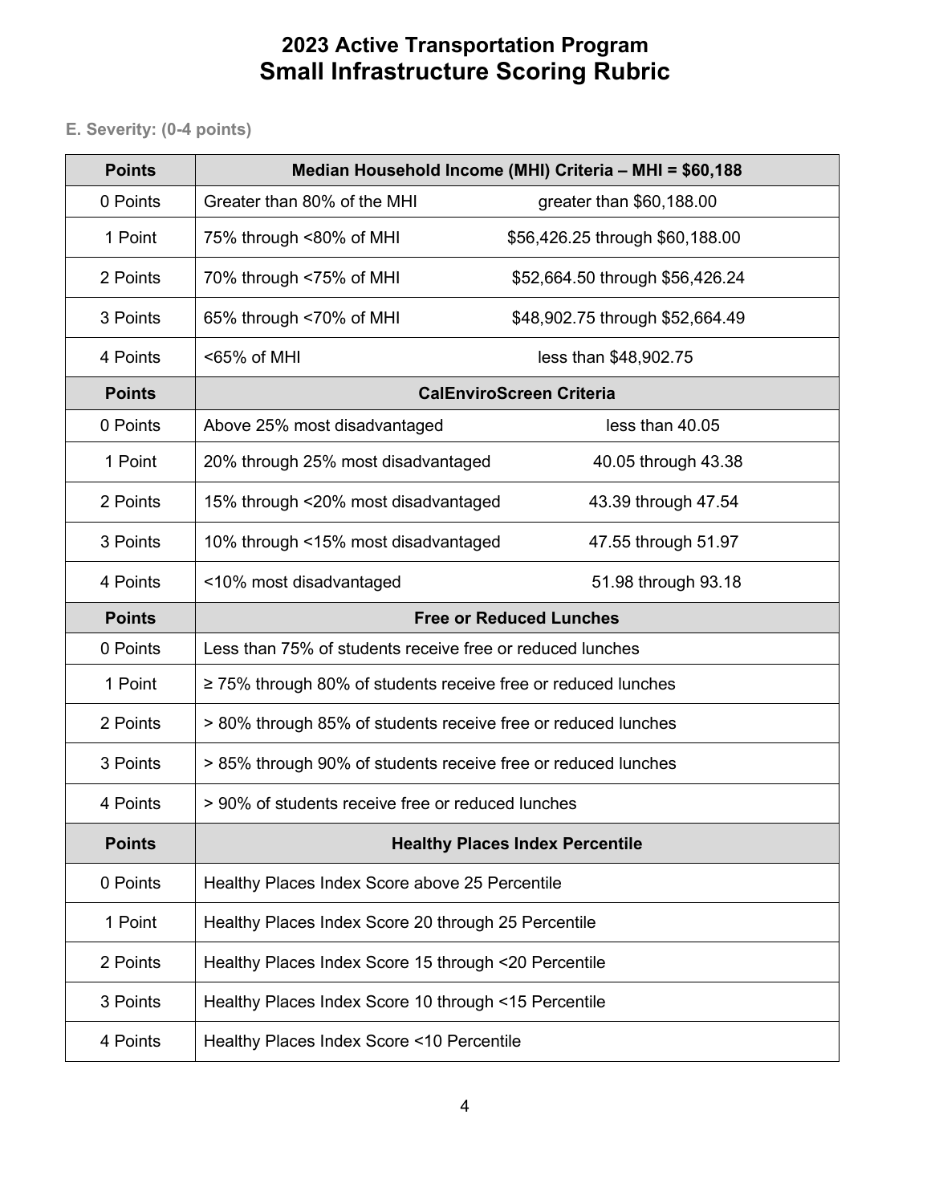# 2023 Active Transportation Program
# Small Infrastructure Scoring Rubric

### E. Severity: (0-4 points)

| Points | Median Household Income (MHI) Criteria – MHI = $60,188 | |
|---|---|---|
| 0 Points | Greater than 80% of the MHI | greater than $60,188.00 |
| 1 Point | 75% through <80% of MHI | $56,426.25 through $60,188.00 |
| 2 Points | 70% through <75% of MHI | $52,664.50 through $56,426.24 |
| 3 Points | 65% through <70% of MHI | $48,902.75 through $52,664.49 |
| 4 Points | <65% of MHI | less than $48,902.75 |
| **Points** | **CalEnviroScreen Criteria** | |
| 0 Points | Above 25% most disadvantaged | less than 40.05 |
| 1 Point | 20% through 25% most disadvantaged | 40.05 through 43.38 |
| 2 Points | 15% through <20% most disadvantaged | 43.39 through 47.54 |
| 3 Points | 10% through <15% most disadvantaged | 47.55 through 51.97 |
| 4 Points | <10% most disadvantaged | 51.98 through 93.18 |
| **Points** | **Free or Reduced Lunches** | |
| 0 Points | Less than 75% of students receive free or reduced lunches | |
| 1 Point | ≥ 75% through 80% of students receive free or reduced lunches | |
| 2 Points | > 80% through 85% of students receive free or reduced lunches | |
| 3 Points | > 85% through 90% of students receive free or reduced lunches | |
| 4 Points | > 90% of students receive free or reduced lunches | |
| **Points** | **Healthy Places Index Percentile** | |
| 0 Points | Healthy Places Index Score above 25 Percentile | |
| 1 Point | Healthy Places Index Score 20 through 25 Percentile | |
| 2 Points | Healthy Places Index Score 15 through <20 Percentile | |
| 3 Points | Healthy Places Index Score 10 through <15 Percentile | |
| 4 Points | Healthy Places Index Score <10 Percentile | |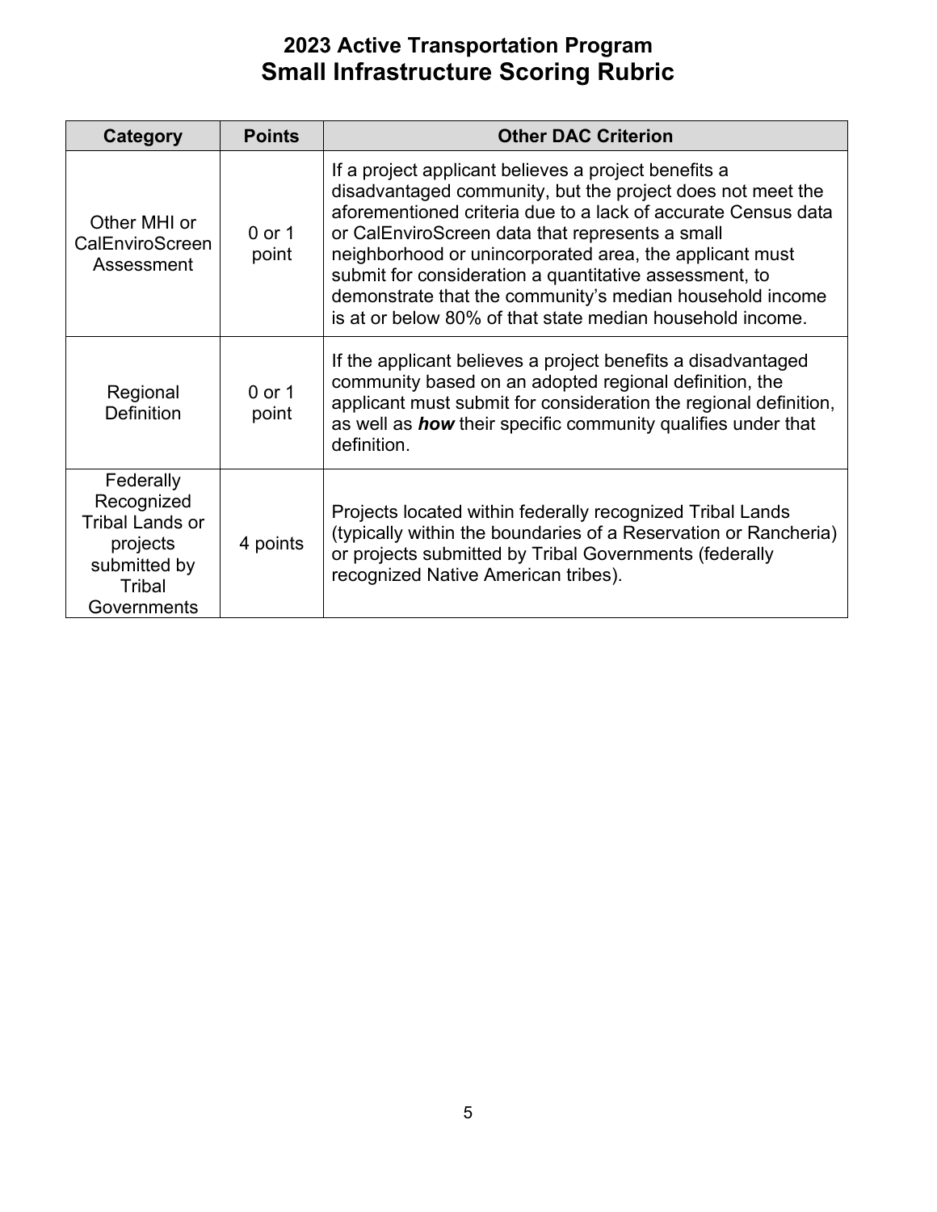# 2023 Active Transportation Program
## Small Infrastructure Scoring Rubric

| Category | Points | Other DAC Criterion |
|---|---|---|
| Other MHI or CalEnviroScreen Assessment | 0 or 1 point | If a project applicant believes a project benefits a disadvantaged community, but the project does not meet the aforementioned criteria due to a lack of accurate Census data or CalEnviroScreen data that represents a small neighborhood or unincorporated area, the applicant must submit for consideration a quantitative assessment, to demonstrate that the community's median household income is at or below 80% of that state median household income. |
| Regional Definition | 0 or 1 point | If the applicant believes a project benefits a disadvantaged community based on an adopted regional definition, the applicant must submit for consideration the regional definition, as well as ***how*** their specific community qualifies under that definition. |
| Federally Recognized Tribal Lands or projects submitted by Tribal Governments | 4 points | Projects located within federally recognized Tribal Lands (typically within the boundaries of a Reservation or Rancheria) or projects submitted by Tribal Governments (federally recognized Native American tribes). |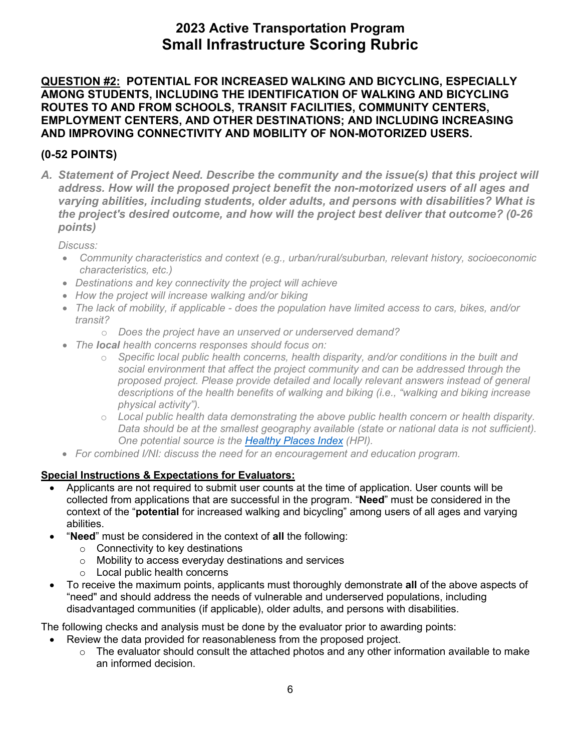# 2023 Active Transportation Program
# Small Infrastructure Scoring Rubric

## QUESTION #2: POTENTIAL FOR INCREASED WALKING AND BICYCLING, ESPECIALLY AMONG STUDENTS, INCLUDING THE IDENTIFICATION OF WALKING AND BICYCLING ROUTES TO AND FROM SCHOOLS, TRANSIT FACILITIES, COMMUNITY CENTERS, EMPLOYMENT CENTERS, AND OTHER DESTINATIONS; AND INCLUDING INCREASING AND IMPROVING CONNECTIVITY AND MOBILITY OF NON-MOTORIZED USERS.

## (0-52 POINTS)

***A. Statement of Project Need. Describe the community and the issue(s) that this project will address. How will the proposed project benefit the non-motorized users of all ages and varying abilities, including students, older adults, and persons with disabilities? What is the project's desired outcome, and how will the project best deliver that outcome? (0-26 points)***

*Discuss:*

- *Community characteristics and context (e.g., urban/rural/suburban, relevant history, socioeconomic characteristics, etc.)*
- *Destinations and key connectivity the project will achieve*
- *How the project will increase walking and/or biking*
- *The lack of mobility, if applicable - does the population have limited access to cars, bikes, and/or transit?*
    - *Does the project have an unserved or underserved demand?*
- *The **local** health concerns responses should focus on:*
    - *Specific local public health concerns, health disparity, and/or conditions in the built and social environment that affect the project community and can be addressed through the proposed project. Please provide detailed and locally relevant answers instead of general descriptions of the health benefits of walking and biking (i.e., "walking and biking increase physical activity").*
    - *Local public health data demonstrating the above public health concern or health disparity. Data should be at the smallest geography available (state or national data is not sufficient). One potential source is the [Healthy Places Index](#) (HPI).*
- *For combined I/NI: discuss the need for an encouragement and education program.*

**Special Instructions & Expectations for Evaluators:**

- Applicants are not required to submit user counts at the time of application. User counts will be collected from applications that are successful in the program. "**Need**" must be considered in the context of the "**potential** for increased walking and bicycling" among users of all ages and varying abilities.
- "**Need**" must be considered in the context of **all** the following:
    - Connectivity to key destinations
    - Mobility to access everyday destinations and services
    - Local public health concerns
- To receive the maximum points, applicants must thoroughly demonstrate **all** of the above aspects of "need" and should address the needs of vulnerable and underserved populations, including disadvantaged communities (if applicable), older adults, and persons with disabilities.

The following checks and analysis must be done by the evaluator prior to awarding points:

- Review the data provided for reasonableness from the proposed project.
    - The evaluator should consult the attached photos and any other information available to make an informed decision.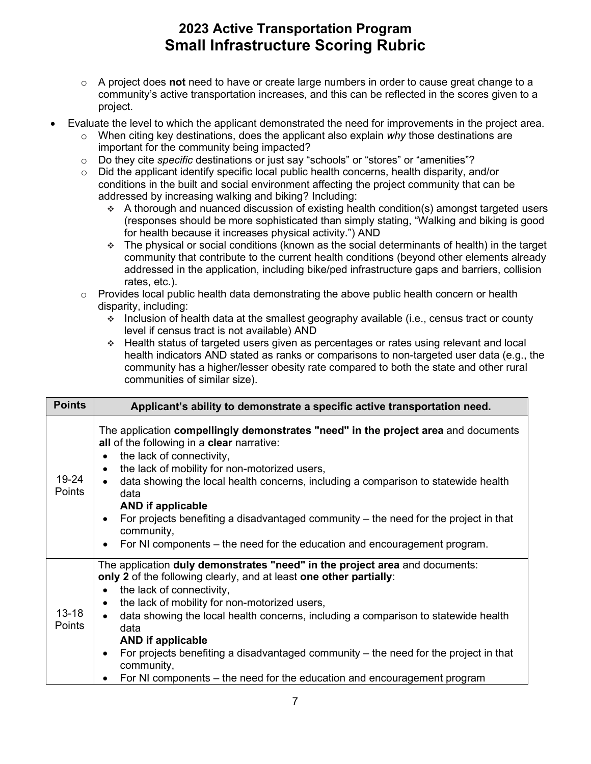- A project does **not** need to have or create large numbers in order to cause great change to a community's active transportation increases, and this can be reflected in the scores given to a project.

- Evaluate the level to which the applicant demonstrated the need for improvements in the project area.
  - When citing key destinations, does the applicant also explain *why* those destinations are important for the community being impacted?
  - Do they cite *specific* destinations or just say "schools" or "stores" or "amenities"?
  - Did the applicant identify specific local public health concerns, health disparity, and/or conditions in the built and social environment affecting the project community that can be addressed by increasing walking and biking? Including:
    - A thorough and nuanced discussion of existing health condition(s) amongst targeted users (responses should be more sophisticated than simply stating, "Walking and biking is good for health because it increases physical activity.") AND
    - The physical or social conditions (known as the social determinants of health) in the target community that contribute to the current health conditions (beyond other elements already addressed in the application, including bike/ped infrastructure gaps and barriers, collision rates, etc.).
  - Provides local public health data demonstrating the above public health concern or health disparity, including:
    - Inclusion of health data at the smallest geography available (i.e., census tract or county level if census tract is not available) AND
    - Health status of targeted users given as percentages or rates using relevant and local health indicators AND stated as ranks or comparisons to non-targeted user data (e.g., the community has a higher/lesser obesity rate compared to both the state and other rural communities of similar size).

| Points | Applicant's ability to demonstrate a specific active transportation need. |
|---|---|
| 19-24 Points | The application **compellingly demonstrates "need" in the project area** and documents **all** of the following in a **clear** narrative:<br>• the lack of connectivity,<br>• the lack of mobility for non-motorized users,<br>• data showing the local health concerns, including a comparison to statewide health data<br>**AND if applicable**<br>• For projects benefiting a disadvantaged community – the need for the project in that community,<br>• For NI components – the need for the education and encouragement program. |
| 13-18 Points | The application **duly demonstrates "need" in the project area** and documents: **only 2** of the following clearly, and at least **one other partially**:<br>• the lack of connectivity,<br>• the lack of mobility for non-motorized users,<br>• data showing the local health concerns, including a comparison to statewide health data<br>**AND if applicable**<br>• For projects benefiting a disadvantaged community – the need for the project in that community,<br>• For NI components – the need for the education and encouragement program |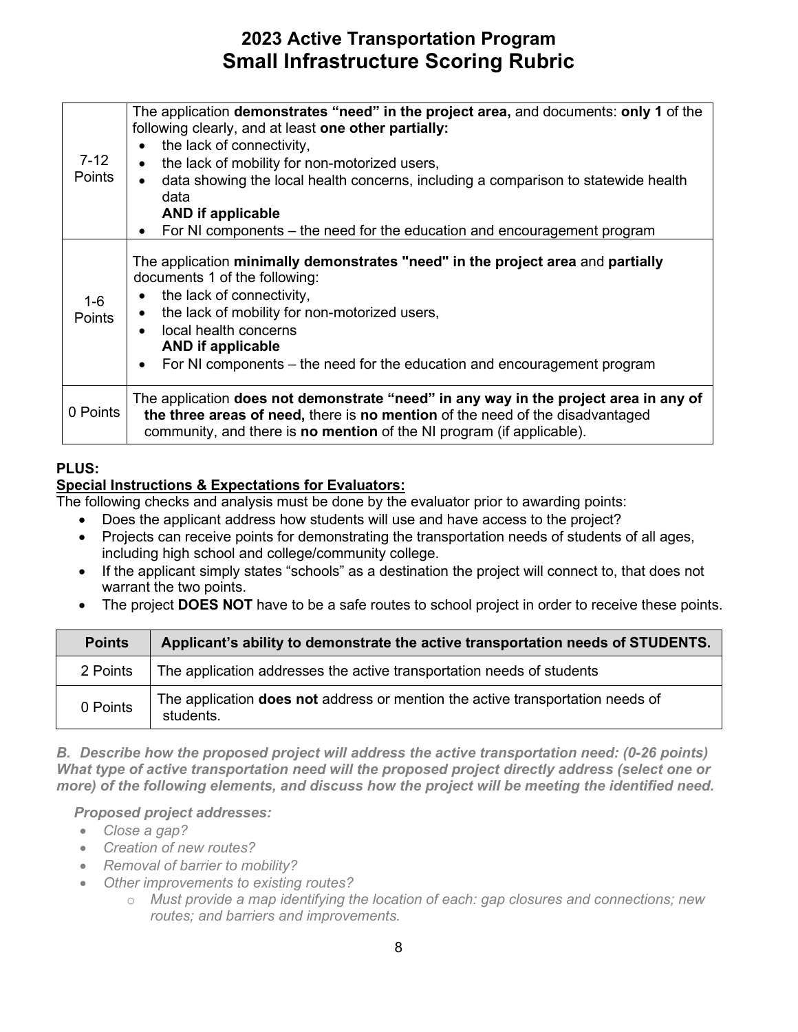| | |
|---|---|
| 7-12 Points | The application **demonstrates "need" in the project area,** and documents: **only 1** of the following clearly, and at least **one other partially:** <br>• the lack of connectivity, <br>• the lack of mobility for non-motorized users, <br>• data showing the local health concerns, including a comparison to statewide health data <br>**AND if applicable** <br>• For NI components – the need for the education and encouragement program |
| 1-6 Points | The application **minimally demonstrates "need" in the project area** and **partially** documents 1 of the following: <br>• the lack of connectivity, <br>• the lack of mobility for non-motorized users, <br>• local health concerns <br>**AND if applicable** <br>• For NI components – the need for the education and encouragement program |
| 0 Points | The application **does not demonstrate "need" in any way in the project area in any of the three areas of need,** there is **no mention** of the need of the disadvantaged community, and there is **no mention** of the NI program (if applicable). |

**PLUS:**

**Special Instructions & Expectations for Evaluators:**

The following checks and analysis must be done by the evaluator prior to awarding points:

- Does the applicant address how students will use and have access to the project?
- Projects can receive points for demonstrating the transportation needs of students of all ages, including high school and college/community college.
- If the applicant simply states "schools" as a destination the project will connect to, that does not warrant the two points.
- The project **DOES NOT** have to be a safe routes to school project in order to receive these points.

| Points | Applicant's ability to demonstrate the active transportation needs of STUDENTS. |
|---|---|
| 2 Points | The application addresses the active transportation needs of students |
| 0 Points | The application **does not** address or mention the active transportation needs of students. |

***B. Describe how the proposed project will address the active transportation need: (0-26 points) What type of active transportation need will the proposed project directly address (select one or more) of the following elements, and discuss how the project will be meeting the identified need.***

***Proposed project addresses:***

- *Close a gap?*
- *Creation of new routes?*
- *Removal of barrier to mobility?*
- *Other improvements to existing routes?*
  - *Must provide a map identifying the location of each: gap closures and connections; new routes; and barriers and improvements.*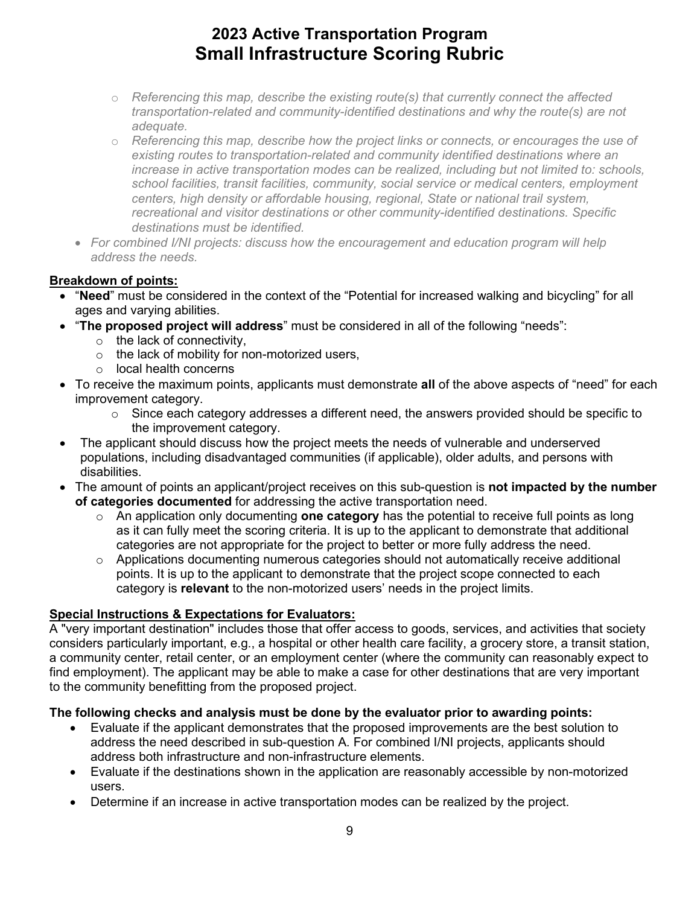- *Referencing this map, describe the existing route(s) that currently connect the affected transportation-related and community-identified destinations and why the route(s) are not adequate.*
  - *Referencing this map, describe how the project links or connects, or encourages the use of existing routes to transportation-related and community identified destinations where an increase in active transportation modes can be realized, including but not limited to: schools, school facilities, transit facilities, community, social service or medical centers, employment centers, high density or affordable housing, regional, State or national trail system, recreational and visitor destinations or other community-identified destinations. Specific destinations must be identified.*
- *For combined I/NI projects: discuss how the encouragement and education program will help address the needs.*

**Breakdown of points:**

- "**Need**" must be considered in the context of the "Potential for increased walking and bicycling" for all ages and varying abilities.
- "**The proposed project will address**" must be considered in all of the following "needs":
  - the lack of connectivity,
  - the lack of mobility for non-motorized users,
  - local health concerns
- To receive the maximum points, applicants must demonstrate **all** of the above aspects of "need" for each improvement category.
  - Since each category addresses a different need, the answers provided should be specific to the improvement category.
- The applicant should discuss how the project meets the needs of vulnerable and underserved populations, including disadvantaged communities (if applicable), older adults, and persons with disabilities.
- The amount of points an applicant/project receives on this sub-question is **not impacted by the number of categories documented** for addressing the active transportation need.
  - An application only documenting **one category** has the potential to receive full points as long as it can fully meet the scoring criteria. It is up to the applicant to demonstrate that additional categories are not appropriate for the project to better or more fully address the need.
  - Applications documenting numerous categories should not automatically receive additional points. It is up to the applicant to demonstrate that the project scope connected to each category is **relevant** to the non-motorized users' needs in the project limits.

**Special Instructions & Expectations for Evaluators:**

A "very important destination" includes those that offer access to goods, services, and activities that society considers particularly important, e.g., a hospital or other health care facility, a grocery store, a transit station, a community center, retail center, or an employment center (where the community can reasonably expect to find employment). The applicant may be able to make a case for other destinations that are very important to the community benefitting from the proposed project.

**The following checks and analysis must be done by the evaluator prior to awarding points:**

- Evaluate if the applicant demonstrates that the proposed improvements are the best solution to address the need described in sub-question A. For combined I/NI projects, applicants should address both infrastructure and non-infrastructure elements.
- Evaluate if the destinations shown in the application are reasonably accessible by non-motorized users.
- Determine if an increase in active transportation modes can be realized by the project.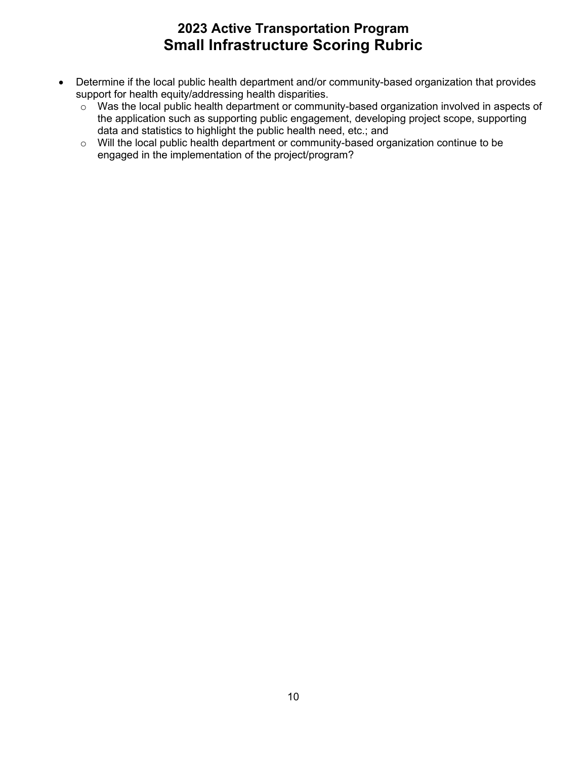- Determine if the local public health department and/or community-based organization that provides support for health equity/addressing health disparities.
  - Was the local public health department or community-based organization involved in aspects of the application such as supporting public engagement, developing project scope, supporting data and statistics to highlight the public health need, etc.; and
  - Will the local public health department or community-based organization continue to be engaged in the implementation of the project/program?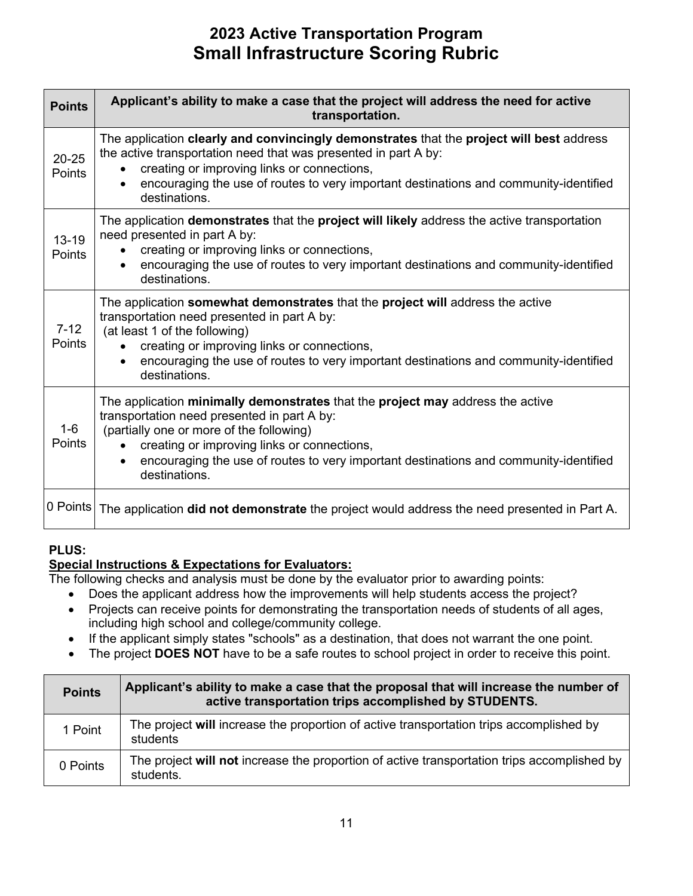# 2023 Active Transportation Program
# Small Infrastructure Scoring Rubric

| Points | Applicant's ability to make a case that the project will address the need for active transportation. |
|---|---|
| 20-25 Points | The application **clearly and convincingly demonstrates** that the **project will best** address the active transportation need that was presented in part A by: <br>• creating or improving links or connections, <br>• encouraging the use of routes to very important destinations and community-identified destinations. |
| 13-19 Points | The application **demonstrates** that the **project will likely** address the active transportation need presented in part A by: <br>• creating or improving links or connections, <br>• encouraging the use of routes to very important destinations and community-identified destinations. |
| 7-12 Points | The application **somewhat demonstrates** that the **project will** address the active transportation need presented in part A by: (at least 1 of the following) <br>• creating or improving links or connections, <br>• encouraging the use of routes to very important destinations and community-identified destinations. |
| 1-6 Points | The application **minimally demonstrates** that the **project may** address the active transportation need presented in part A by: (partially one or more of the following) <br>• creating or improving links or connections, <br>• encouraging the use of routes to very important destinations and community-identified destinations. |
| 0 Points | The application **did not demonstrate** the project would address the need presented in Part A. |

**PLUS:**

**Special Instructions & Expectations for Evaluators:**

The following checks and analysis must be done by the evaluator prior to awarding points:

- Does the applicant address how the improvements will help students access the project?
- Projects can receive points for demonstrating the transportation needs of students of all ages, including high school and college/community college.
- If the applicant simply states "schools" as a destination, that does not warrant the one point.
- The project **DOES NOT** have to be a safe routes to school project in order to receive this point.

| Points | Applicant's ability to make a case that the proposal that will increase the number of active transportation trips accomplished by STUDENTS. |
|---|---|
| 1 Point | The project **will** increase the proportion of active transportation trips accomplished by students |
| 0 Points | The project **will not** increase the proportion of active transportation trips accomplished by students. |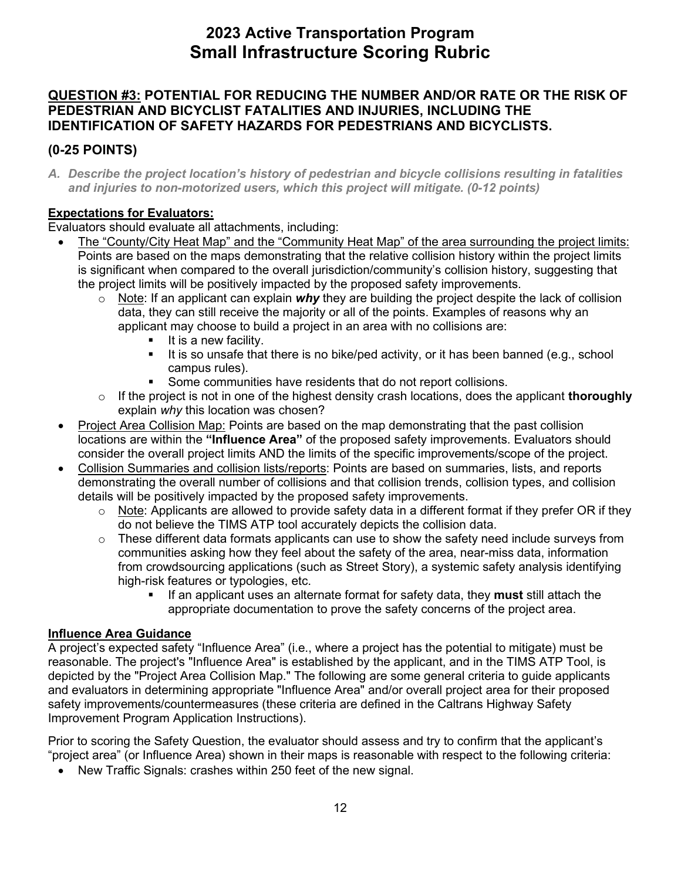# 2023 Active Transportation Program
# Small Infrastructure Scoring Rubric

## QUESTION #3: POTENTIAL FOR REDUCING THE NUMBER AND/OR RATE OR THE RISK OF PEDESTRIAN AND BICYCLIST FATALITIES AND INJURIES, INCLUDING THE IDENTIFICATION OF SAFETY HAZARDS FOR PEDESTRIANS AND BICYCLISTS.

## (0-25 POINTS)

*A. Describe the project location's history of pedestrian and bicycle collisions resulting in fatalities and injuries to non-motorized users, which this project will mitigate. (0-12 points)*

**Expectations for Evaluators:**

Evaluators should evaluate all attachments, including:

- The "County/City Heat Map" and the "Community Heat Map" of the area surrounding the project limits: Points are based on the maps demonstrating that the relative collision history within the project limits is significant when compared to the overall jurisdiction/community's collision history, suggesting that the project limits will be positively impacted by the proposed safety improvements.
  - Note: If an applicant can explain ***why*** they are building the project despite the lack of collision data, they can still receive the majority or all of the points. Examples of reasons why an applicant may choose to build a project in an area with no collisions are:
    - It is a new facility.
    - It is so unsafe that there is no bike/ped activity, or it has been banned (e.g., school campus rules).
    - Some communities have residents that do not report collisions.
  - If the project is not in one of the highest density crash locations, does the applicant **thoroughly** explain *why* this location was chosen?
- Project Area Collision Map: Points are based on the map demonstrating that the past collision locations are within the **"Influence Area"** of the proposed safety improvements. Evaluators should consider the overall project limits AND the limits of the specific improvements/scope of the project.
- Collision Summaries and collision lists/reports: Points are based on summaries, lists, and reports demonstrating the overall number of collisions and that collision trends, collision types, and collision details will be positively impacted by the proposed safety improvements.
  - Note: Applicants are allowed to provide safety data in a different format if they prefer OR if they do not believe the TIMS ATP tool accurately depicts the collision data.
  - These different data formats applicants can use to show the safety need include surveys from communities asking how they feel about the safety of the area, near-miss data, information from crowdsourcing applications (such as Street Story), a systemic safety analysis identifying high-risk features or typologies, etc.
    - If an applicant uses an alternate format for safety data, they **must** still attach the appropriate documentation to prove the safety concerns of the project area.

**Influence Area Guidance**

A project's expected safety "Influence Area" (i.e., where a project has the potential to mitigate) must be reasonable. The project's "Influence Area" is established by the applicant, and in the TIMS ATP Tool, is depicted by the "Project Area Collision Map." The following are some general criteria to guide applicants and evaluators in determining appropriate "Influence Area" and/or overall project area for their proposed safety improvements/countermeasures (these criteria are defined in the Caltrans Highway Safety Improvement Program Application Instructions).

Prior to scoring the Safety Question, the evaluator should assess and try to confirm that the applicant's "project area" (or Influence Area) shown in their maps is reasonable with respect to the following criteria:

- New Traffic Signals: crashes within 250 feet of the new signal.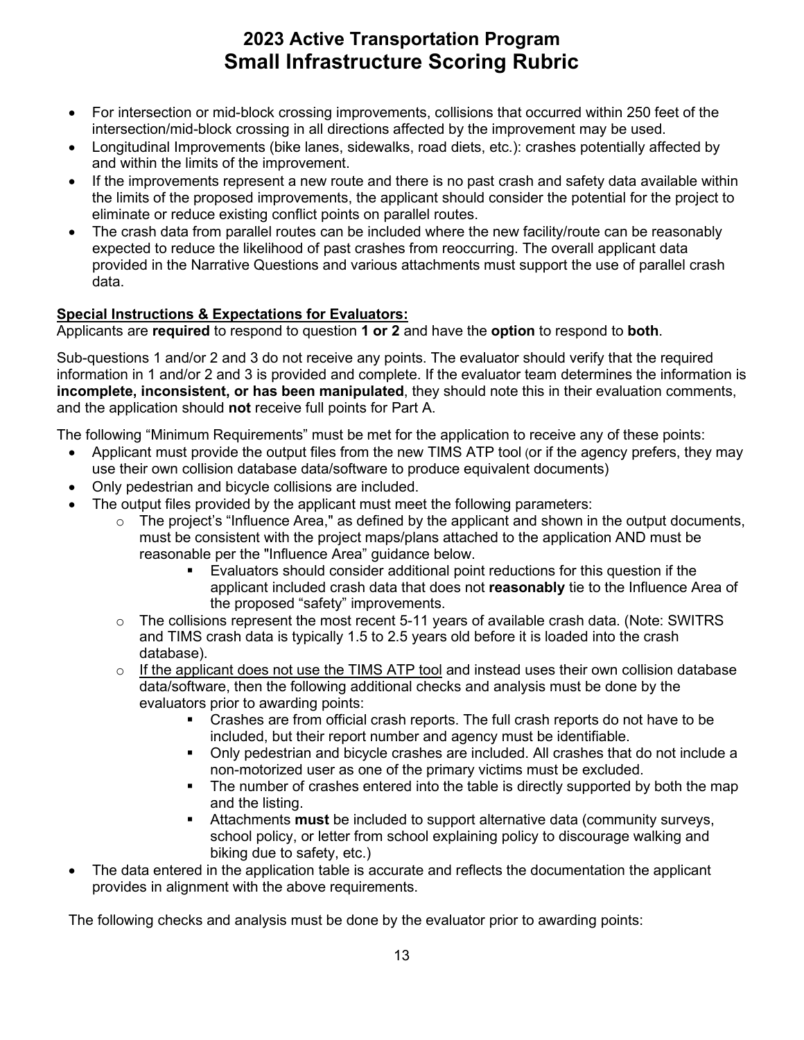# 2023 Active Transportation Program
# Small Infrastructure Scoring Rubric

- For intersection or mid-block crossing improvements, collisions that occurred within 250 feet of the intersection/mid-block crossing in all directions affected by the improvement may be used.
- Longitudinal Improvements (bike lanes, sidewalks, road diets, etc.): crashes potentially affected by and within the limits of the improvement.
- If the improvements represent a new route and there is no past crash and safety data available within the limits of the proposed improvements, the applicant should consider the potential for the project to eliminate or reduce existing conflict points on parallel routes.
- The crash data from parallel routes can be included where the new facility/route can be reasonably expected to reduce the likelihood of past crashes from reoccurring. The overall applicant data provided in the Narrative Questions and various attachments must support the use of parallel crash data.

**Special Instructions & Expectations for Evaluators:**

Applicants are **required** to respond to question **1 or 2** and have the **option** to respond to **both**.

Sub-questions 1 and/or 2 and 3 do not receive any points. The evaluator should verify that the required information in 1 and/or 2 and 3 is provided and complete. If the evaluator team determines the information is **incomplete, inconsistent, or has been manipulated**, they should note this in their evaluation comments, and the application should **not** receive full points for Part A.

The following "Minimum Requirements" must be met for the application to receive any of these points:

- Applicant must provide the output files from the new TIMS ATP tool (or if the agency prefers, they may use their own collision database data/software to produce equivalent documents)
- Only pedestrian and bicycle collisions are included.
- The output files provided by the applicant must meet the following parameters:
  - The project's "Influence Area," as defined by the applicant and shown in the output documents, must be consistent with the project maps/plans attached to the application AND must be reasonable per the "Influence Area" guidance below.
    - Evaluators should consider additional point reductions for this question if the applicant included crash data that does not **reasonably** tie to the Influence Area of the proposed "safety" improvements.
  - The collisions represent the most recent 5-11 years of available crash data. (Note: SWITRS and TIMS crash data is typically 1.5 to 2.5 years old before it is loaded into the crash database).
  - If the applicant does not use the TIMS ATP tool and instead uses their own collision database data/software, then the following additional checks and analysis must be done by the evaluators prior to awarding points:
    - Crashes are from official crash reports. The full crash reports do not have to be included, but their report number and agency must be identifiable.
    - Only pedestrian and bicycle crashes are included. All crashes that do not include a non-motorized user as one of the primary victims must be excluded.
    - The number of crashes entered into the table is directly supported by both the map and the listing.
    - Attachments **must** be included to support alternative data (community surveys, school policy, or letter from school explaining policy to discourage walking and biking due to safety, etc.)
- The data entered in the application table is accurate and reflects the documentation the applicant provides in alignment with the above requirements.

The following checks and analysis must be done by the evaluator prior to awarding points: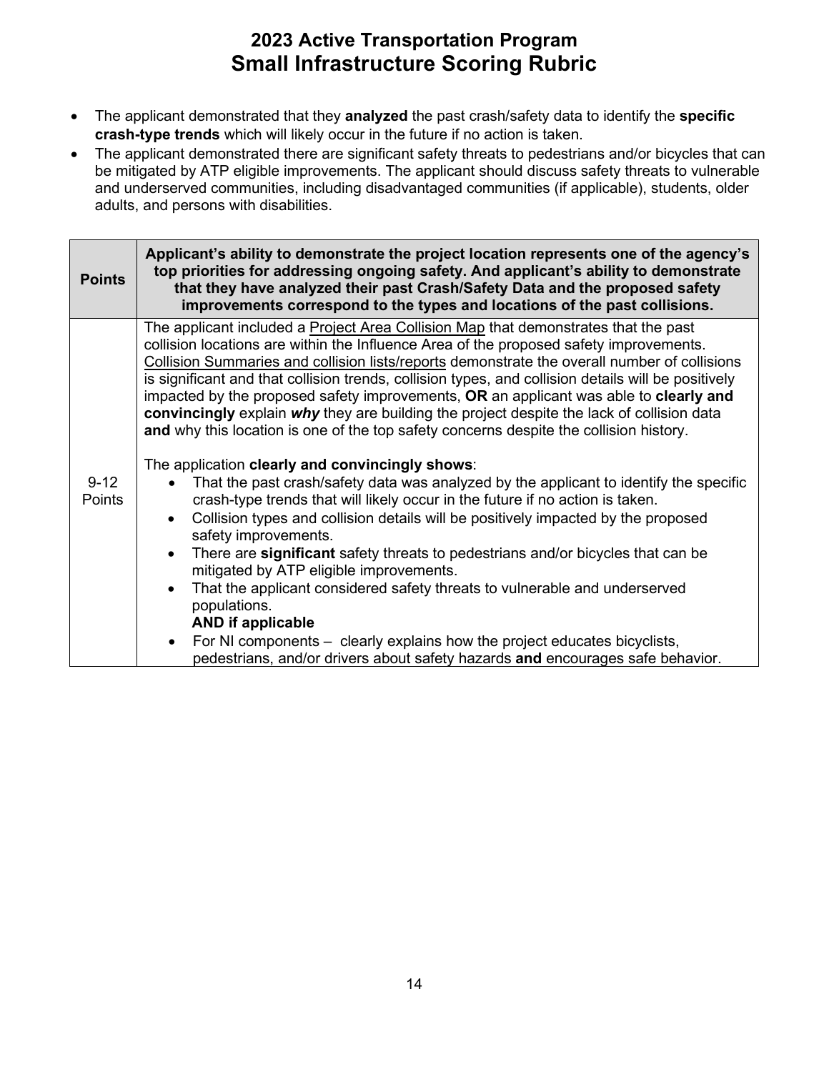# 2023 Active Transportation Program
## Small Infrastructure Scoring Rubric

- The applicant demonstrated that they **analyzed** the past crash/safety data to identify the **specific crash-type trends** which will likely occur in the future if no action is taken.
- The applicant demonstrated there are significant safety threats to pedestrians and/or bicycles that can be mitigated by ATP eligible improvements. The applicant should discuss safety threats to vulnerable and underserved communities, including disadvantaged communities (if applicable), students, older adults, and persons with disabilities.

| Points | Applicant's ability to demonstrate the project location represents one of the agency's top priorities for addressing ongoing safety. And applicant's ability to demonstrate that they have analyzed their past Crash/Safety Data and the proposed safety improvements correspond to the types and locations of the past collisions. |
|---|---|
| 9-12 Points | The applicant included a <u>Project Area Collision Map</u> that demonstrates that the past collision locations are within the Influence Area of the proposed safety improvements. <u>Collision Summaries and collision lists/reports</u> demonstrate the overall number of collisions is significant and that collision trends, collision types, and collision details will be positively impacted by the proposed safety improvements, **OR** an applicant was able to **clearly and convincingly** explain ***why*** they are building the project despite the lack of collision data **and** why this location is one of the top safety concerns despite the collision history.<br><br>The application **clearly and convincingly shows**:<br>• That the past crash/safety data was analyzed by the applicant to identify the specific crash-type trends that will likely occur in the future if no action is taken.<br>• Collision types and collision details will be positively impacted by the proposed safety improvements.<br>• There are **significant** safety threats to pedestrians and/or bicycles that can be mitigated by ATP eligible improvements.<br>• That the applicant considered safety threats to vulnerable and underserved populations.<br>**AND if applicable**<br>• For NI components – clearly explains how the project educates bicyclists, pedestrians, and/or drivers about safety hazards **and** encourages safe behavior. |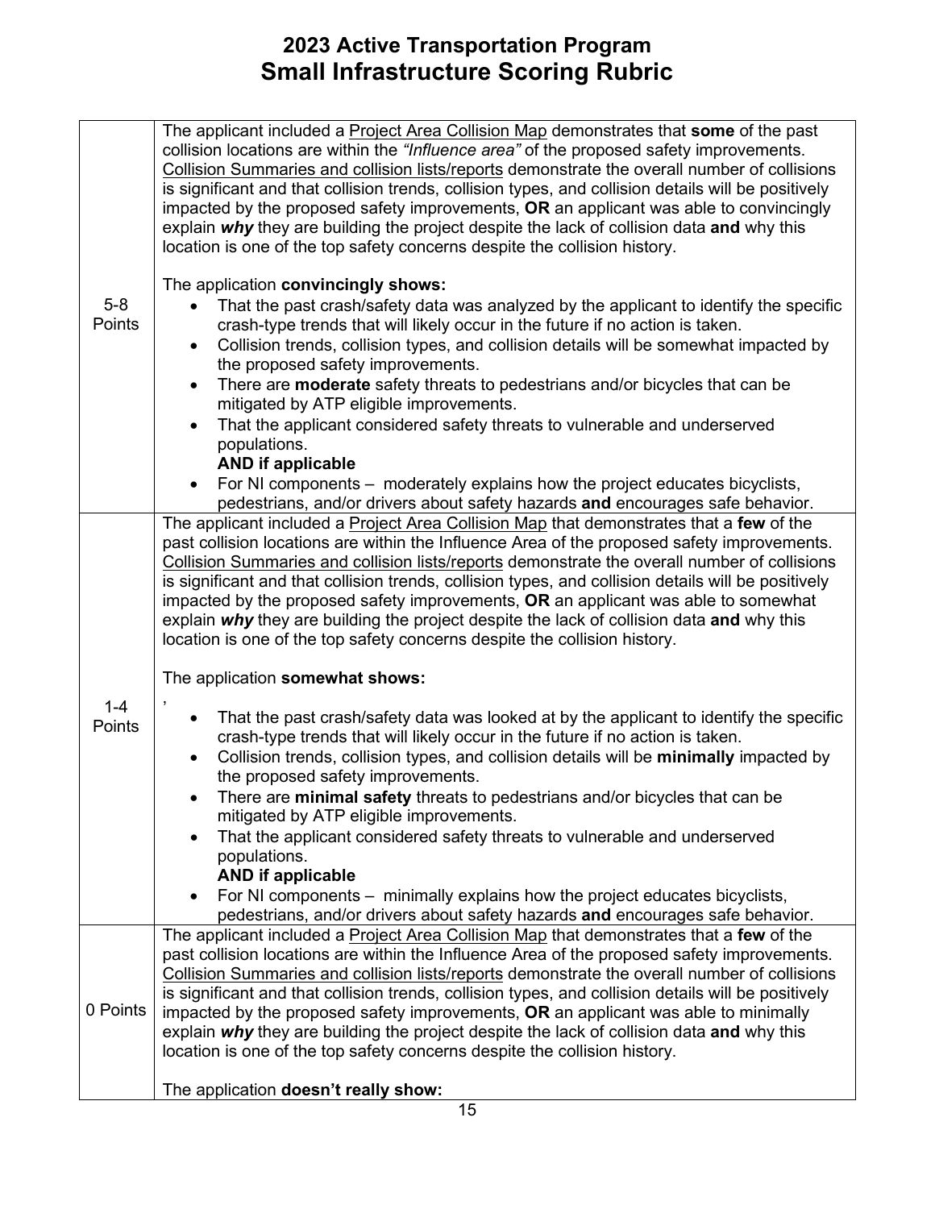# 2023 Active Transportation Program
# Small Infrastructure Scoring Rubric

| | |
|---|---|
| 5-8 Points | The applicant included a <u>Project Area Collision Map</u> demonstrates that **some** of the past collision locations are within the *"Influence area"* of the proposed safety improvements. <u>Collision Summaries and collision lists/reports</u> demonstrate the overall number of collisions is significant and that collision trends, collision types, and collision details will be positively impacted by the proposed safety improvements, **OR** an applicant was able to convincingly explain ***why*** they are building the project despite the lack of collision data **and** why this location is one of the top safety concerns despite the collision history.<br><br>The application **convincingly shows:**<br>• That the past crash/safety data was analyzed by the applicant to identify the specific crash-type trends that will likely occur in the future if no action is taken.<br>• Collision trends, collision types, and collision details will be somewhat impacted by the proposed safety improvements.<br>• There are **moderate** safety threats to pedestrians and/or bicycles that can be mitigated by ATP eligible improvements.<br>• That the applicant considered safety threats to vulnerable and underserved populations.<br>**AND if applicable**<br>• For NI components – moderately explains how the project educates bicyclists, pedestrians, and/or drivers about safety hazards **and** encourages safe behavior. |
| 1-4 Points | The applicant included a <u>Project Area Collision Map</u> that demonstrates that a **few** of the past collision locations are within the Influence Area of the proposed safety improvements. <u>Collision Summaries and collision lists/reports</u> demonstrate the overall number of collisions is significant and that collision trends, collision types, and collision details will be positively impacted by the proposed safety improvements, **OR** an applicant was able to somewhat explain ***why*** they are building the project despite the lack of collision data **and** why this location is one of the top safety concerns despite the collision history.<br><br>The application **somewhat shows:**<br>,<br>• That the past crash/safety data was looked at by the applicant to identify the specific crash-type trends that will likely occur in the future if no action is taken.<br>• Collision trends, collision types, and collision details will be **minimally** impacted by the proposed safety improvements.<br>• There are **minimal safety** threats to pedestrians and/or bicycles that can be mitigated by ATP eligible improvements.<br>• That the applicant considered safety threats to vulnerable and underserved populations.<br>**AND if applicable**<br>• For NI components – minimally explains how the project educates bicyclists, pedestrians, and/or drivers about safety hazards **and** encourages safe behavior. |
| 0 Points | The applicant included a <u>Project Area Collision Map</u> that demonstrates that a **few** of the past collision locations are within the Influence Area of the proposed safety improvements. <u>Collision Summaries and collision lists/reports</u> demonstrate the overall number of collisions is significant and that collision trends, collision types, and collision details will be positively impacted by the proposed safety improvements, **OR** an applicant was able to minimally explain ***why*** they are building the project despite the lack of collision data **and** why this location is one of the top safety concerns despite the collision history.<br><br>The application **doesn't really show:** |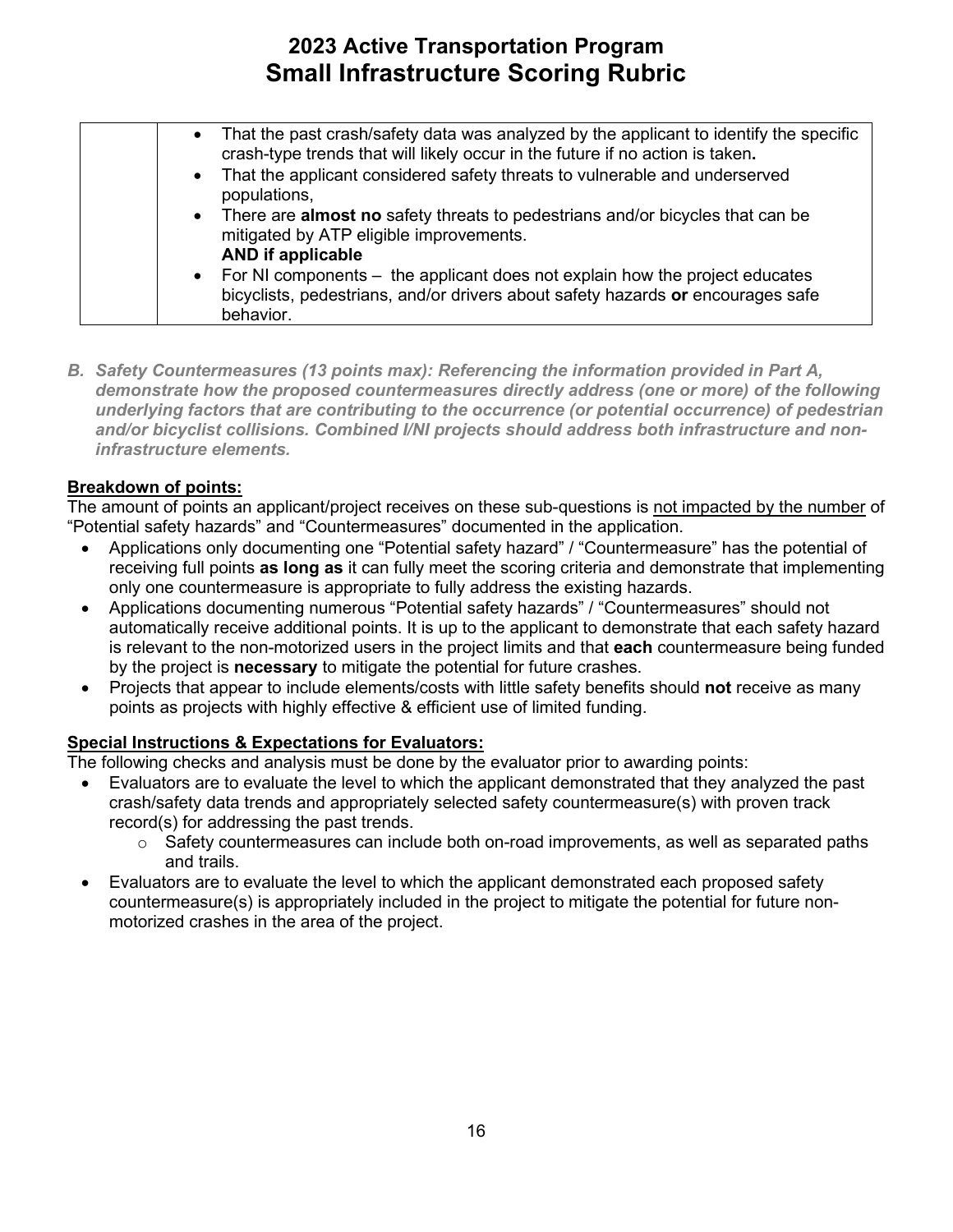# 2023 Active Transportation Program
# Small Infrastructure Scoring Rubric

| | |
|---|---|
| | • That the past crash/safety data was analyzed by the applicant to identify the specific crash-type trends that will likely occur in the future if no action is taken.<br>• That the applicant considered safety threats to vulnerable and underserved populations,<br>• There are **almost no** safety threats to pedestrians and/or bicycles that can be mitigated by ATP eligible improvements.<br>**AND if applicable**<br>• For NI components – the applicant does not explain how the project educates bicyclists, pedestrians, and/or drivers about safety hazards **or** encourages safe behavior. |

***B. Safety Countermeasures (13 points max): Referencing the information provided in Part A, demonstrate how the proposed countermeasures directly address (one or more) of the following underlying factors that are contributing to the occurrence (or potential occurrence) of pedestrian and/or bicyclist collisions. Combined I/NI projects should address both infrastructure and non-infrastructure elements.***

**Breakdown of points:**

The amount of points an applicant/project receives on these sub-questions is not impacted by the number of "Potential safety hazards" and "Countermeasures" documented in the application.

- Applications only documenting one "Potential safety hazard" / "Countermeasure" has the potential of receiving full points **as long as** it can fully meet the scoring criteria and demonstrate that implementing only one countermeasure is appropriate to fully address the existing hazards.
- Applications documenting numerous "Potential safety hazards" / "Countermeasures" should not automatically receive additional points. It is up to the applicant to demonstrate that each safety hazard is relevant to the non-motorized users in the project limits and that **each** countermeasure being funded by the project is **necessary** to mitigate the potential for future crashes.
- Projects that appear to include elements/costs with little safety benefits should **not** receive as many points as projects with highly effective & efficient use of limited funding.

**Special Instructions & Expectations for Evaluators:**

The following checks and analysis must be done by the evaluator prior to awarding points:

- Evaluators are to evaluate the level to which the applicant demonstrated that they analyzed the past crash/safety data trends and appropriately selected safety countermeasure(s) with proven track record(s) for addressing the past trends.
  - Safety countermeasures can include both on-road improvements, as well as separated paths and trails.
- Evaluators are to evaluate the level to which the applicant demonstrated each proposed safety countermeasure(s) is appropriately included in the project to mitigate the potential for future non-motorized crashes in the area of the project.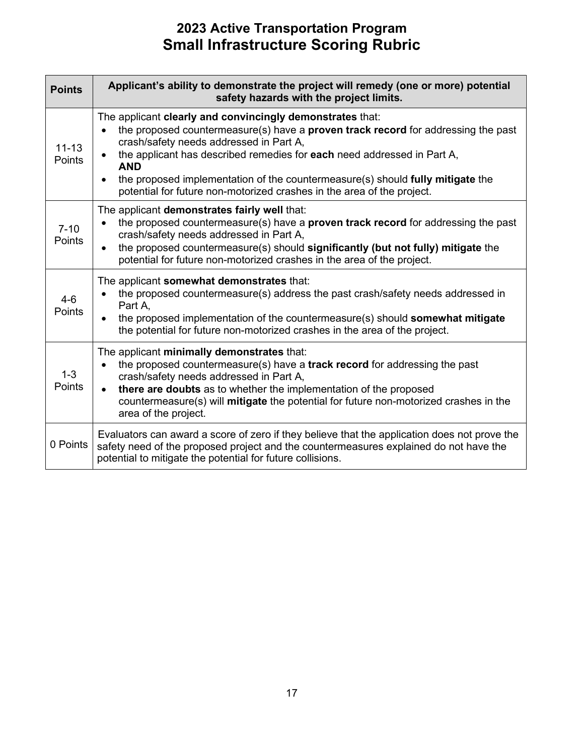# 2023 Active Transportation Program
## Small Infrastructure Scoring Rubric

| Points | Applicant's ability to demonstrate the project will remedy (one or more) potential safety hazards with the project limits. |
|---|---|
| 11-13 Points | The applicant **clearly and convincingly demonstrates** that:<br>• the proposed countermeasure(s) have a **proven track record** for addressing the past crash/safety needs addressed in Part A,<br>• the applicant has described remedies for **each** need addressed in Part A, **AND**<br>• the proposed implementation of the countermeasure(s) should **fully mitigate** the potential for future non-motorized crashes in the area of the project. |
| 7-10 Points | The applicant **demonstrates fairly well** that:<br>• the proposed countermeasure(s) have a **proven track record** for addressing the past crash/safety needs addressed in Part A,<br>• the proposed countermeasure(s) should **significantly (but not fully) mitigate** the potential for future non-motorized crashes in the area of the project. |
| 4-6 Points | The applicant **somewhat demonstrates** that:<br>• the proposed countermeasure(s) address the past crash/safety needs addressed in Part A,<br>• the proposed implementation of the countermeasure(s) should **somewhat mitigate** the potential for future non-motorized crashes in the area of the project. |
| 1-3 Points | The applicant **minimally demonstrates** that:<br>• the proposed countermeasure(s) have a **track record** for addressing the past crash/safety needs addressed in Part A,<br>• **there are doubts** as to whether the implementation of the proposed countermeasure(s) will **mitigate** the potential for future non-motorized crashes in the area of the project. |
| 0 Points | Evaluators can award a score of zero if they believe that the application does not prove the safety need of the proposed project and the countermeasures explained do not have the potential to mitigate the potential for future collisions. |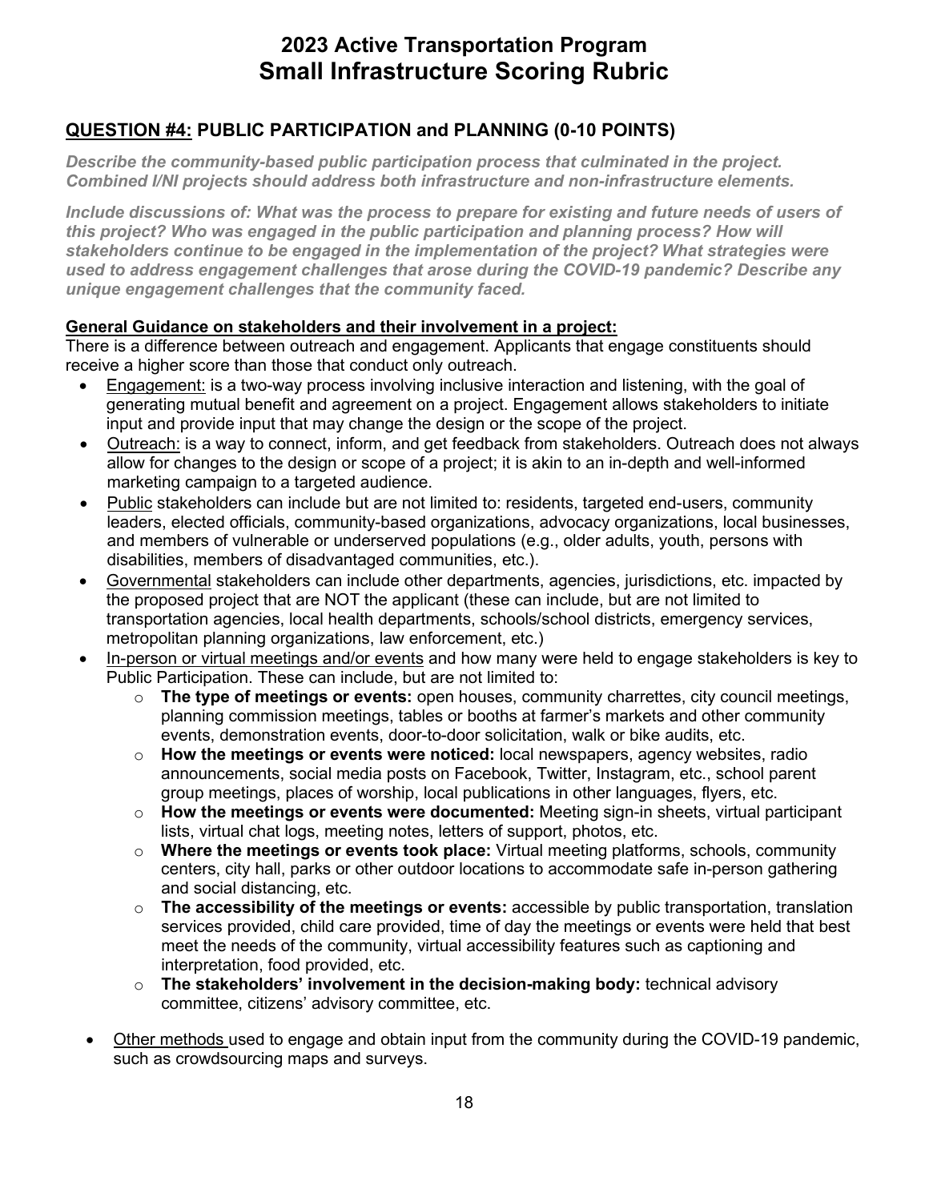# 2023 Active Transportation Program
# Small Infrastructure Scoring Rubric

## QUESTION #4: PUBLIC PARTICIPATION and PLANNING (0-10 POINTS)

***Describe the community-based public participation process that culminated in the project. Combined I/NI projects should address both infrastructure and non-infrastructure elements.***

***Include discussions of: What was the process to prepare for existing and future needs of users of this project? Who was engaged in the public participation and planning process? How will stakeholders continue to be engaged in the implementation of the project? What strategies were used to address engagement challenges that arose during the COVID-19 pandemic? Describe any unique engagement challenges that the community faced.***

**General Guidance on stakeholders and their involvement in a project:**

There is a difference between outreach and engagement. Applicants that engage constituents should receive a higher score than those that conduct only outreach.

- Engagement: is a two-way process involving inclusive interaction and listening, with the goal of generating mutual benefit and agreement on a project. Engagement allows stakeholders to initiate input and provide input that may change the design or the scope of the project.
- Outreach: is a way to connect, inform, and get feedback from stakeholders. Outreach does not always allow for changes to the design or scope of a project; it is akin to an in-depth and well-informed marketing campaign to a targeted audience.
- Public stakeholders can include but are not limited to: residents, targeted end-users, community leaders, elected officials, community-based organizations, advocacy organizations, local businesses, and members of vulnerable or underserved populations (e.g., older adults, youth, persons with disabilities, members of disadvantaged communities, etc.).
- Governmental stakeholders can include other departments, agencies, jurisdictions, etc. impacted by the proposed project that are NOT the applicant (these can include, but are not limited to transportation agencies, local health departments, schools/school districts, emergency services, metropolitan planning organizations, law enforcement, etc.)
- In-person or virtual meetings and/or events and how many were held to engage stakeholders is key to Public Participation. These can include, but are not limited to:
  - **The type of meetings or events:** open houses, community charrettes, city council meetings, planning commission meetings, tables or booths at farmer's markets and other community events, demonstration events, door-to-door solicitation, walk or bike audits, etc.
  - **How the meetings or events were noticed:** local newspapers, agency websites, radio announcements, social media posts on Facebook, Twitter, Instagram, etc., school parent group meetings, places of worship, local publications in other languages, flyers, etc.
  - **How the meetings or events were documented:** Meeting sign-in sheets, virtual participant lists, virtual chat logs, meeting notes, letters of support, photos, etc.
  - **Where the meetings or events took place:** Virtual meeting platforms, schools, community centers, city hall, parks or other outdoor locations to accommodate safe in-person gathering and social distancing, etc.
  - **The accessibility of the meetings or events:** accessible by public transportation, translation services provided, child care provided, time of day the meetings or events were held that best meet the needs of the community, virtual accessibility features such as captioning and interpretation, food provided, etc.
  - **The stakeholders' involvement in the decision-making body:** technical advisory committee, citizens' advisory committee, etc.
- Other methods used to engage and obtain input from the community during the COVID-19 pandemic, such as crowdsourcing maps and surveys.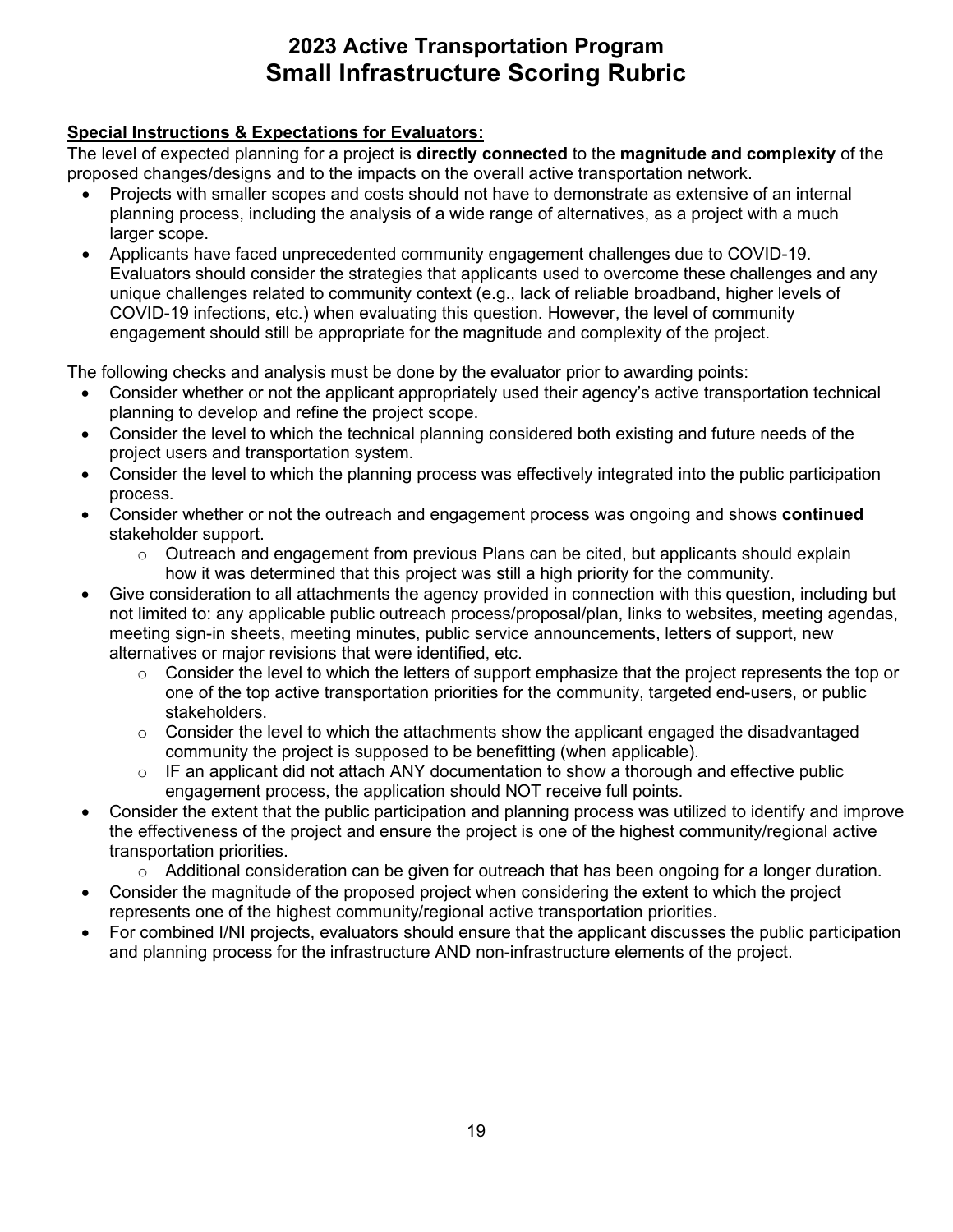# 2023 Active Transportation Program
# Small Infrastructure Scoring Rubric

**Special Instructions & Expectations for Evaluators:**

The level of expected planning for a project is **directly connected** to the **magnitude and complexity** of the proposed changes/designs and to the impacts on the overall active transportation network.

- Projects with smaller scopes and costs should not have to demonstrate as extensive of an internal planning process, including the analysis of a wide range of alternatives, as a project with a much larger scope.
- Applicants have faced unprecedented community engagement challenges due to COVID-19. Evaluators should consider the strategies that applicants used to overcome these challenges and any unique challenges related to community context (e.g., lack of reliable broadband, higher levels of COVID-19 infections, etc.) when evaluating this question. However, the level of community engagement should still be appropriate for the magnitude and complexity of the project.

The following checks and analysis must be done by the evaluator prior to awarding points:

- Consider whether or not the applicant appropriately used their agency's active transportation technical planning to develop and refine the project scope.
- Consider the level to which the technical planning considered both existing and future needs of the project users and transportation system.
- Consider the level to which the planning process was effectively integrated into the public participation process.
- Consider whether or not the outreach and engagement process was ongoing and shows **continued** stakeholder support.
  - Outreach and engagement from previous Plans can be cited, but applicants should explain how it was determined that this project was still a high priority for the community.
- Give consideration to all attachments the agency provided in connection with this question, including but not limited to: any applicable public outreach process/proposal/plan, links to websites, meeting agendas, meeting sign-in sheets, meeting minutes, public service announcements, letters of support, new alternatives or major revisions that were identified, etc.
  - Consider the level to which the letters of support emphasize that the project represents the top or one of the top active transportation priorities for the community, targeted end-users, or public stakeholders.
  - Consider the level to which the attachments show the applicant engaged the disadvantaged community the project is supposed to be benefitting (when applicable).
  - IF an applicant did not attach ANY documentation to show a thorough and effective public engagement process, the application should NOT receive full points.
- Consider the extent that the public participation and planning process was utilized to identify and improve the effectiveness of the project and ensure the project is one of the highest community/regional active transportation priorities.
  - Additional consideration can be given for outreach that has been ongoing for a longer duration.
- Consider the magnitude of the proposed project when considering the extent to which the project represents one of the highest community/regional active transportation priorities.
- For combined I/NI projects, evaluators should ensure that the applicant discusses the public participation and planning process for the infrastructure AND non-infrastructure elements of the project.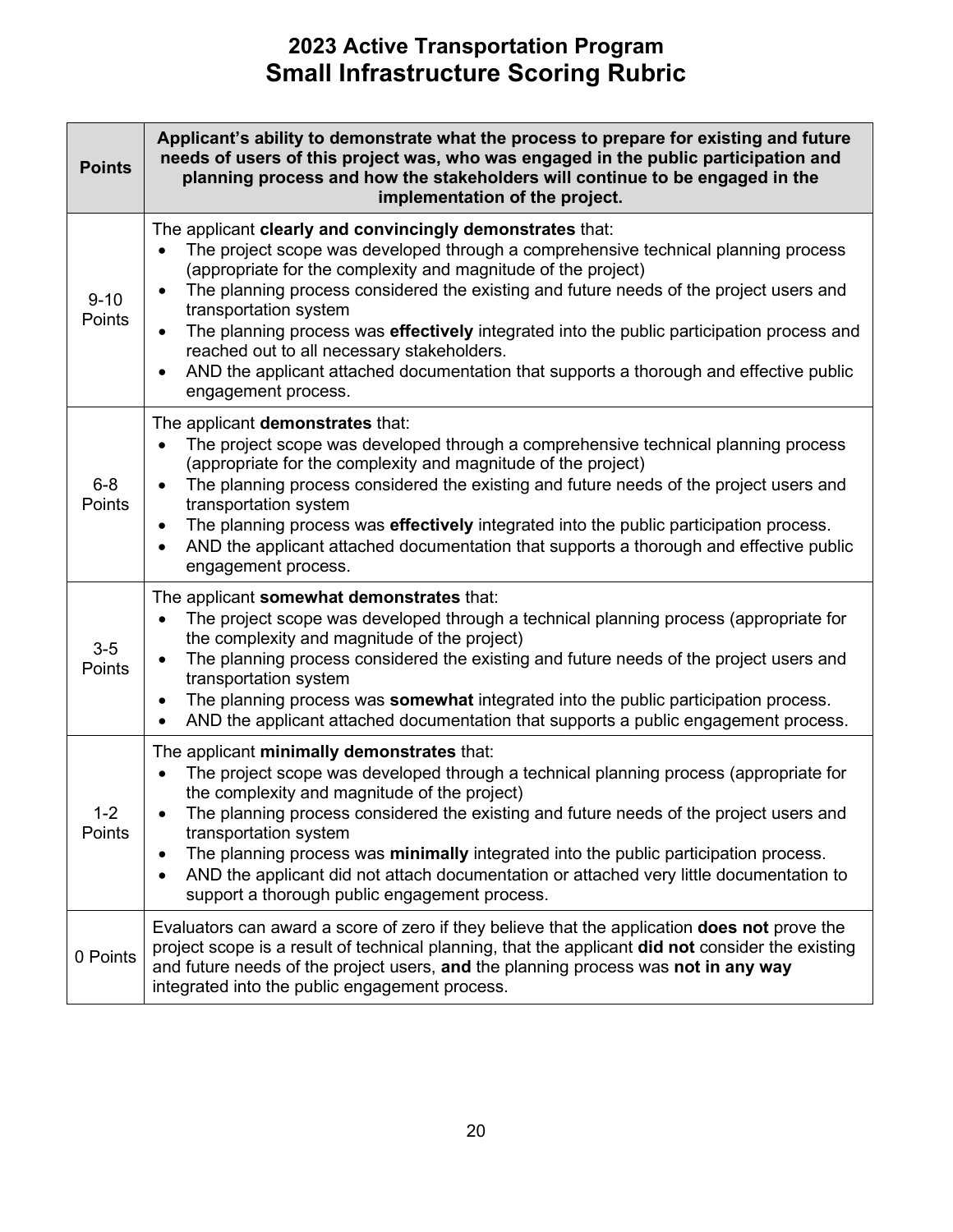# 2023 Active Transportation Program
## Small Infrastructure Scoring Rubric

| Points | Applicant's ability to demonstrate what the process to prepare for existing and future needs of users of this project was, who was engaged in the public participation and planning process and how the stakeholders will continue to be engaged in the implementation of the project. |
|---|---|
| 9-10 Points | The applicant **clearly and convincingly demonstrates** that:<br>• The project scope was developed through a comprehensive technical planning process (appropriate for the complexity and magnitude of the project)<br>• The planning process considered the existing and future needs of the project users and transportation system<br>• The planning process was **effectively** integrated into the public participation process and reached out to all necessary stakeholders.<br>• AND the applicant attached documentation that supports a thorough and effective public engagement process. |
| 6-8 Points | The applicant **demonstrates** that:<br>• The project scope was developed through a comprehensive technical planning process (appropriate for the complexity and magnitude of the project)<br>• The planning process considered the existing and future needs of the project users and transportation system<br>• The planning process was **effectively** integrated into the public participation process.<br>• AND the applicant attached documentation that supports a thorough and effective public engagement process. |
| 3-5 Points | The applicant **somewhat demonstrates** that:<br>• The project scope was developed through a technical planning process (appropriate for the complexity and magnitude of the project)<br>• The planning process considered the existing and future needs of the project users and transportation system<br>• The planning process was **somewhat** integrated into the public participation process.<br>• AND the applicant attached documentation that supports a public engagement process. |
| 1-2 Points | The applicant **minimally demonstrates** that:<br>• The project scope was developed through a technical planning process (appropriate for the complexity and magnitude of the project)<br>• The planning process considered the existing and future needs of the project users and transportation system<br>• The planning process was **minimally** integrated into the public participation process.<br>• AND the applicant did not attach documentation or attached very little documentation to support a thorough public engagement process. |
| 0 Points | Evaluators can award a score of zero if they believe that the application **does not** prove the project scope is a result of technical planning, that the applicant **did not** consider the existing and future needs of the project users, **and** the planning process was **not in any way** integrated into the public engagement process. |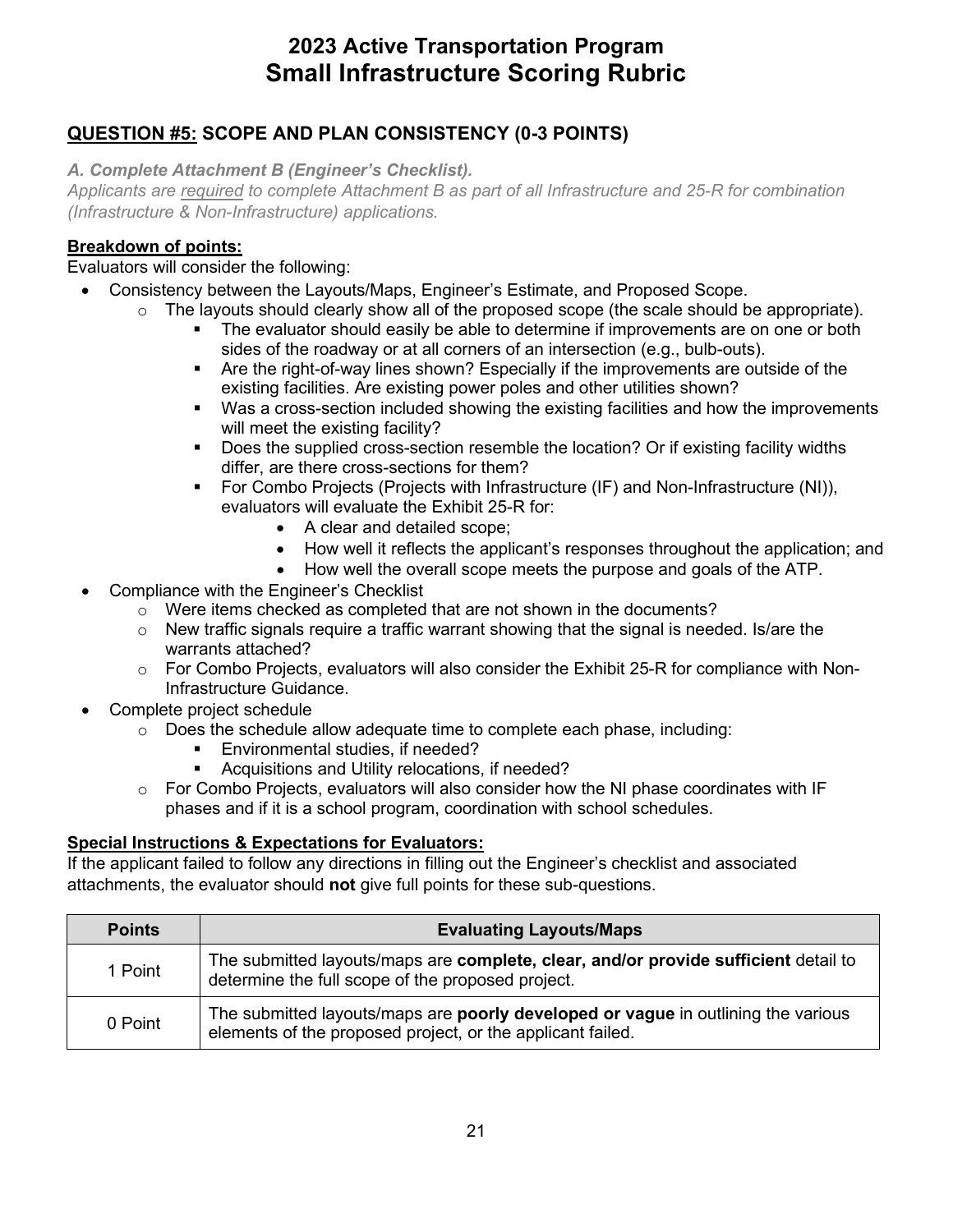# 2023 Active Transportation Program
# Small Infrastructure Scoring Rubric

## <u>QUESTION #5:</u> SCOPE AND PLAN CONSISTENCY (0-3 POINTS)

***A. Complete Attachment B (Engineer's Checklist).***

*Applicants are <u>required</u> to complete Attachment B as part of all Infrastructure and 25-R for combination (Infrastructure & Non-Infrastructure) applications.*

**<u>Breakdown of points:</u>**

Evaluators will consider the following:

- Consistency between the Layouts/Maps, Engineer's Estimate, and Proposed Scope.
  - The layouts should clearly show all of the proposed scope (the scale should be appropriate).
    - The evaluator should easily be able to determine if improvements are on one or both sides of the roadway or at all corners of an intersection (e.g., bulb-outs).
    - Are the right-of-way lines shown? Especially if the improvements are outside of the existing facilities. Are existing power poles and other utilities shown?
    - Was a cross-section included showing the existing facilities and how the improvements will meet the existing facility?
    - Does the supplied cross-section resemble the location? Or if existing facility widths differ, are there cross-sections for them?
    - For Combo Projects (Projects with Infrastructure (IF) and Non-Infrastructure (NI)), evaluators will evaluate the Exhibit 25-R for:
      - A clear and detailed scope;
      - How well it reflects the applicant's responses throughout the application; and
      - How well the overall scope meets the purpose and goals of the ATP.
- Compliance with the Engineer's Checklist
  - Were items checked as completed that are not shown in the documents?
  - New traffic signals require a traffic warrant showing that the signal is needed. Is/are the warrants attached?
  - For Combo Projects, evaluators will also consider the Exhibit 25-R for compliance with Non-Infrastructure Guidance.
- Complete project schedule
  - Does the schedule allow adequate time to complete each phase, including:
    - Environmental studies, if needed?
    - Acquisitions and Utility relocations, if needed?
  - For Combo Projects, evaluators will also consider how the NI phase coordinates with IF phases and if it is a school program, coordination with school schedules.

**<u>Special Instructions & Expectations for Evaluators:</u>**

If the applicant failed to follow any directions in filling out the Engineer's checklist and associated attachments, the evaluator should **not** give full points for these sub-questions.

| Points | Evaluating Layouts/Maps |
| --- | --- |
| 1 Point | The submitted layouts/maps are **complete, clear, and/or provide sufficient** detail to determine the full scope of the proposed project. |
| 0 Point | The submitted layouts/maps are **poorly developed or vague** in outlining the various elements of the proposed project, or the applicant failed. |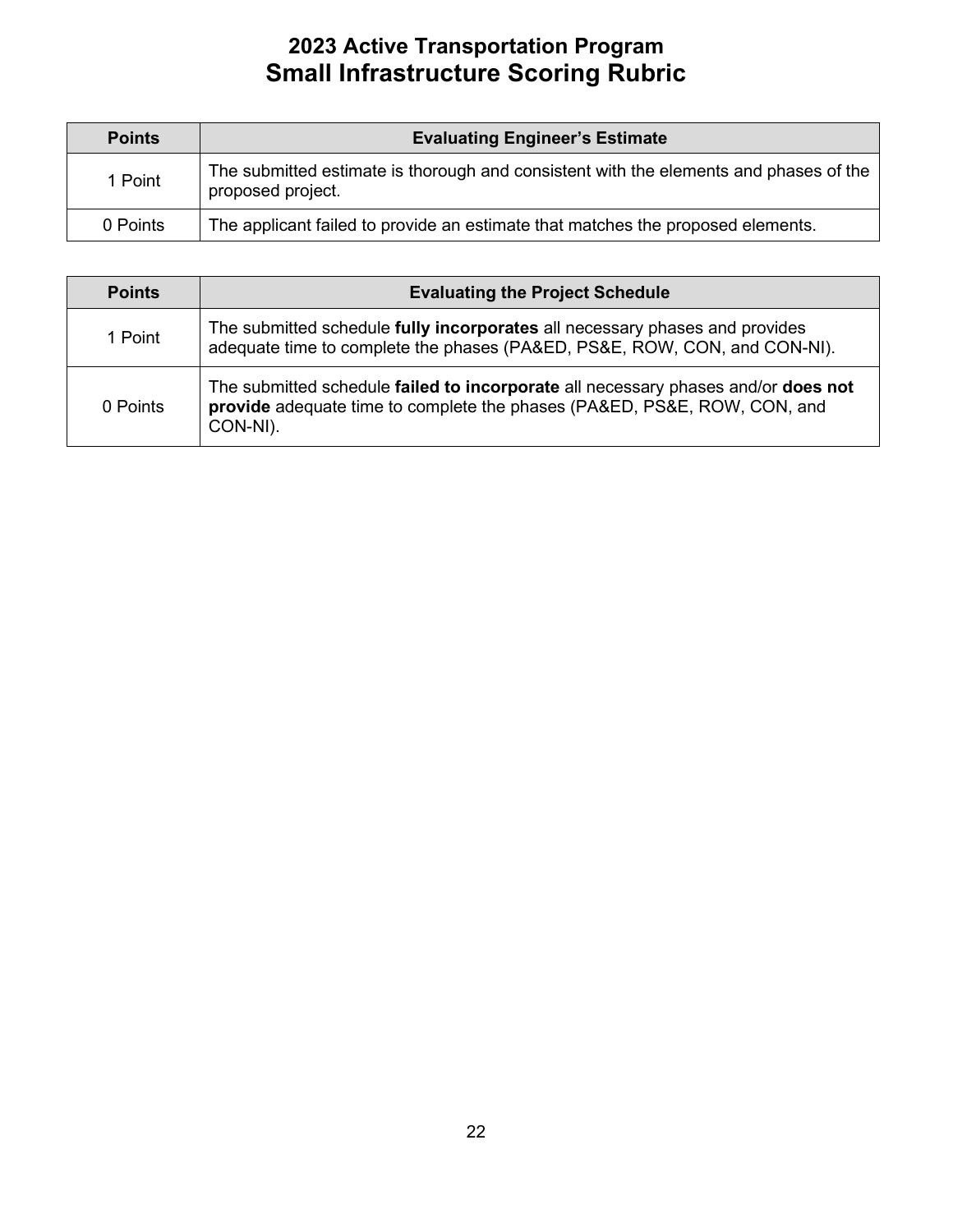# 2023 Active Transportation Program
## Small Infrastructure Scoring Rubric

| Points | Evaluating Engineer's Estimate |
|---|---|
| 1 Point | The submitted estimate is thorough and consistent with the elements and phases of the proposed project. |
| 0 Points | The applicant failed to provide an estimate that matches the proposed elements. |

| Points | Evaluating the Project Schedule |
|---|---|
| 1 Point | The submitted schedule **fully incorporates** all necessary phases and provides adequate time to complete the phases (PA&ED, PS&E, ROW, CON, and CON-NI). |
| 0 Points | The submitted schedule **failed to incorporate** all necessary phases and/or **does not provide** adequate time to complete the phases (PA&ED, PS&E, ROW, CON, and CON-NI). |